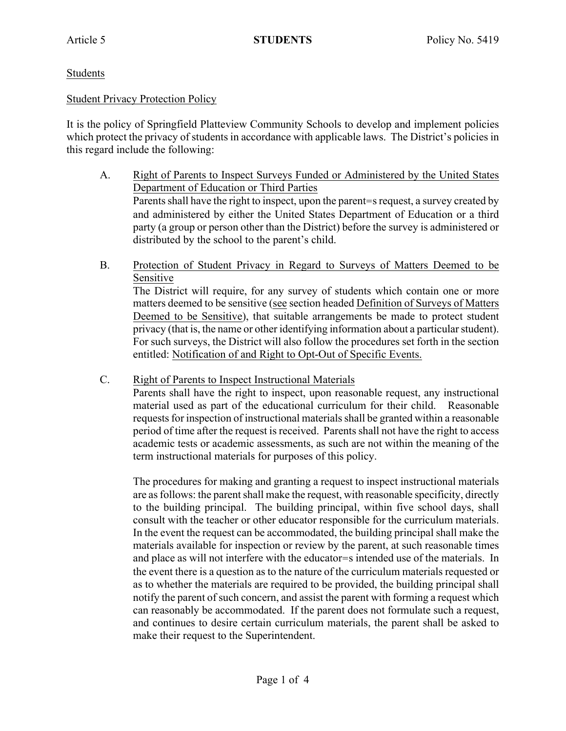Article 5 **STUDENTS** Policy No. 5419

Students

Student Privacy Protection Policy

It is the policy of Springfield Platteview Community Schools to develop and implement policies which protect the privacy of students in accordance with applicable laws. The District's policies in this regard include the following:

A. Right of Parents to Inspect Surveys Funded or Administered by the United States Department of Education or Third Parties

Parents shall have the right to inspect, upon the parent=s request, a survey created by and administered by either the United States Department of Education or a third party (a group or person other than the District) before the survey is administered or distributed by the school to the parent's child.

B. Protection of Student Privacy in Regard to Surveys of Matters Deemed to be Sensitive

The District will require, for any survey of students which contain one or more matters deemed to be sensitive (see section headed Definition of Surveys of Matters Deemed to be Sensitive), that suitable arrangements be made to protect student privacy (that is, the name or other identifying information about a particular student). For such surveys, the District will also follow the procedures set forth in the section entitled: Notification of and Right to Opt-Out of Specific Events.

C. Right of Parents to Inspect Instructional Materials

Parents shall have the right to inspect, upon reasonable request, any instructional material used as part of the educational curriculum for their child. Reasonable requests for inspection of instructional materials shall be granted within a reasonable period of time after the request is received. Parents shall not have the right to access academic tests or academic assessments, as such are not within the meaning of the term instructional materials for purposes of this policy.

The procedures for making and granting a request to inspect instructional materials are as follows: the parent shall make the request, with reasonable specificity, directly to the building principal. The building principal, within five school days, shall consult with the teacher or other educator responsible for the curriculum materials. In the event the request can be accommodated, the building principal shall make the materials available for inspection or review by the parent, at such reasonable times and place as will not interfere with the educator=s intended use of the materials. In the event there is a question as to the nature of the curriculum materials requested or as to whether the materials are required to be provided, the building principal shall notify the parent of such concern, and assist the parent with forming a request which can reasonably be accommodated. If the parent does not formulate such a request, and continues to desire certain curriculum materials, the parent shall be asked to make their request to the Superintendent.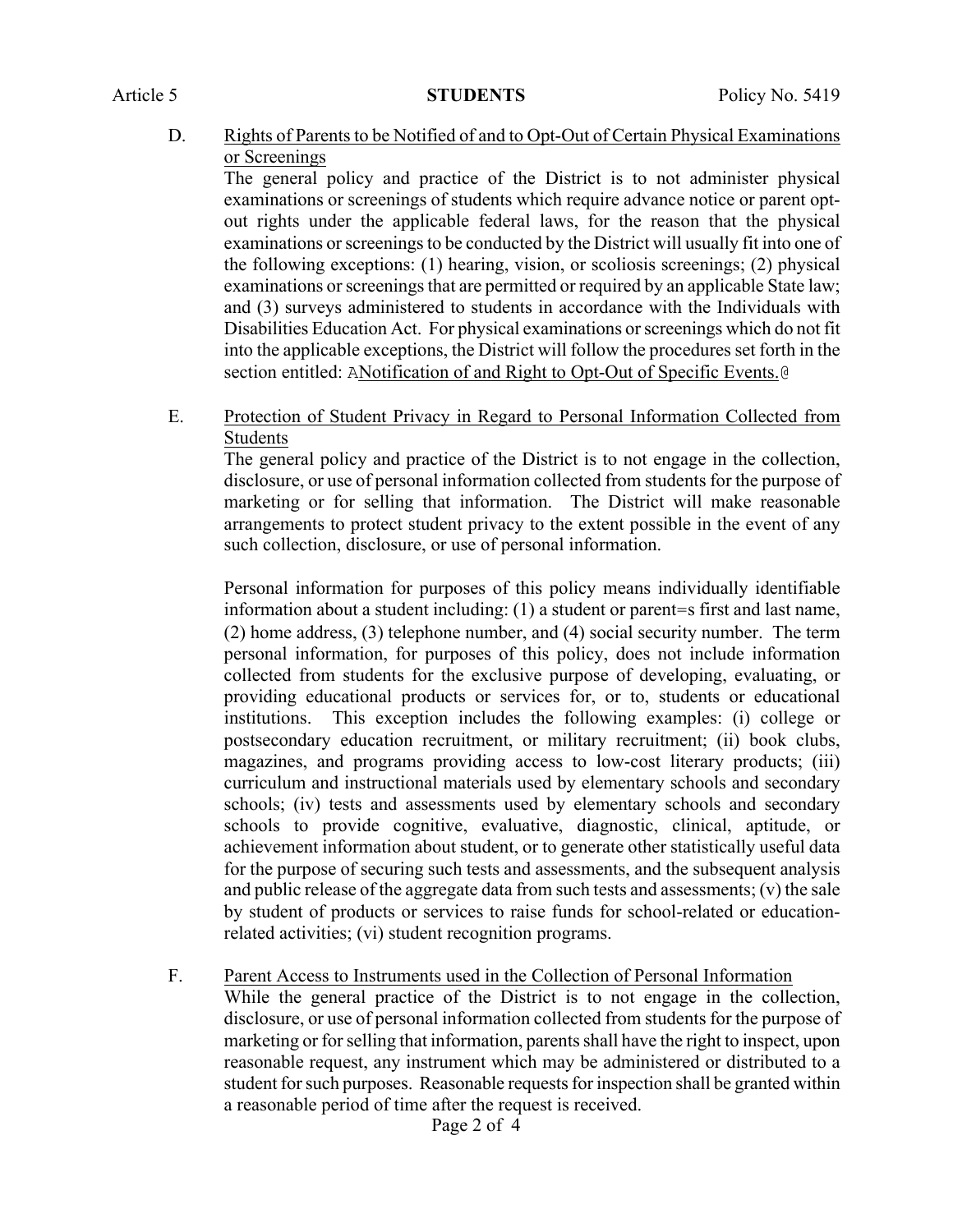D. Rights of Parents to be Notified of and to Opt-Out of Certain Physical Examinations or Screenings

The general policy and practice of the District is to not administer physical examinations or screenings of students which require advance notice or parent opt-out rights under the applicable federal laws, for the reason that the physical examinations or screenings to be conducted by the District will usually fit into one of the following exceptions: (1) hearing, vision, or scoliosis screenings; (2) physical examinations or screenings that are permitted or required by an applicable State law; and (3) surveys administered to students in accordance with the Individuals with Disabilities Education Act. For physical examinations or screenings which do not fit into the applicable exceptions, the District will follow the procedures set forth in the section entitled: ANotification of and Right to Opt-Out of Specific Events.@

E. Protection of Student Privacy in Regard to Personal Information Collected from Students

The general policy and practice of the District is to not engage in the collection, disclosure, or use of personal information collected from students for the purpose of marketing or for selling that information. The District will make reasonable arrangements to protect student privacy to the extent possible in the event of any such collection, disclosure, or use of personal information.

Personal information for purposes of this policy means individually identifiable information about a student including: (1) a student or parent=s first and last name, (2) home address, (3) telephone number, and (4) social security number. The term personal information, for purposes of this policy, does not include information collected from students for the exclusive purpose of developing, evaluating, or providing educational products or services for, or to, students or educational institutions. This exception includes the following examples: (i) college or postsecondary education recruitment, or military recruitment; (ii) book clubs, magazines, and programs providing access to low-cost literary products; (iii) curriculum and instructional materials used by elementary schools and secondary schools; (iv) tests and assessments used by elementary schools and secondary schools to provide cognitive, evaluative, diagnostic, clinical, aptitude, or achievement information about student, or to generate other statistically useful data for the purpose of securing such tests and assessments, and the subsequent analysis and public release of the aggregate data from such tests and assessments; (v) the sale by student of products or services to raise funds for school-related or education-related activities; (vi) student recognition programs.

F. Parent Access to Instruments used in the Collection of Personal Information

While the general practice of the District is to not engage in the collection, disclosure, or use of personal information collected from students for the purpose of marketing or for selling that information, parents shall have the right to inspect, upon reasonable request, any instrument which may be administered or distributed to a student for such purposes. Reasonable requests for inspection shall be granted within a reasonable period of time after the request is received.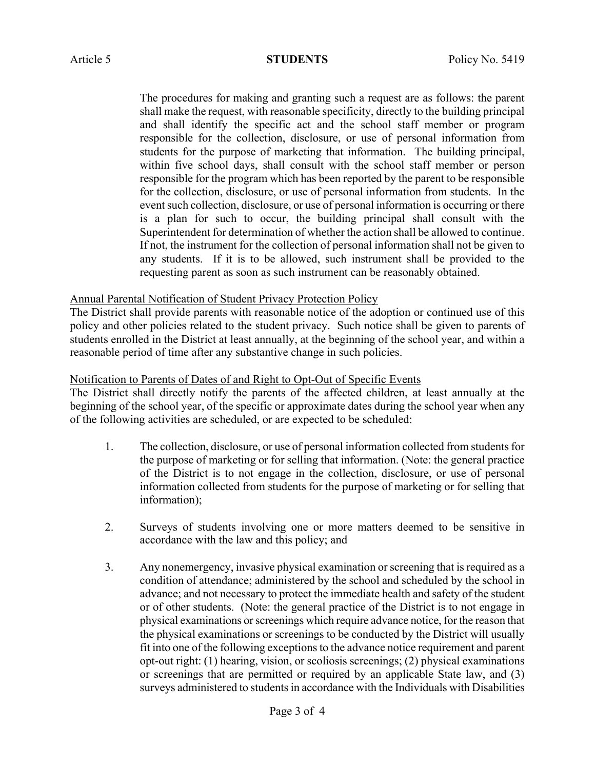The procedures for making and granting such a request are as follows: the parent shall make the request, with reasonable specificity, directly to the building principal and shall identify the specific act and the school staff member or program responsible for the collection, disclosure, or use of personal information from students for the purpose of marketing that information. The building principal, within five school days, shall consult with the school staff member or person responsible for the program which has been reported by the parent to be responsible for the collection, disclosure, or use of personal information from students. In the event such collection, disclosure, or use of personal information is occurring or there is a plan for such to occur, the building principal shall consult with the Superintendent for determination of whether the action shall be allowed to continue. If not, the instrument for the collection of personal information shall not be given to any students. If it is to be allowed, such instrument shall be provided to the requesting parent as soon as such instrument can be reasonably obtained.

<u>Annual Parental Notification of Student Privacy Protection Policy</u>

The District shall provide parents with reasonable notice of the adoption or continued use of this policy and other policies related to the student privacy. Such notice shall be given to parents of students enrolled in the District at least annually, at the beginning of the school year, and within a reasonable period of time after any substantive change in such policies.

<u>Notification to Parents of Dates of and Right to Opt-Out of Specific Events</u>

The District shall directly notify the parents of the affected children, at least annually at the beginning of the school year, of the specific or approximate dates during the school year when any of the following activities are scheduled, or are expected to be scheduled:

1. The collection, disclosure, or use of personal information collected from students for the purpose of marketing or for selling that information. (Note: the general practice of the District is to not engage in the collection, disclosure, or use of personal information collected from students for the purpose of marketing or for selling that information);

2. Surveys of students involving one or more matters deemed to be sensitive in accordance with the law and this policy; and

3. Any nonemergency, invasive physical examination or screening that is required as a condition of attendance; administered by the school and scheduled by the school in advance; and not necessary to protect the immediate health and safety of the student or of other students. (Note: the general practice of the District is to not engage in physical examinations or screenings which require advance notice, for the reason that the physical examinations or screenings to be conducted by the District will usually fit into one of the following exceptions to the advance notice requirement and parent opt-out right: (1) hearing, vision, or scoliosis screenings; (2) physical examinations or screenings that are permitted or required by an applicable State law, and (3) surveys administered to students in accordance with the Individuals with Disabilities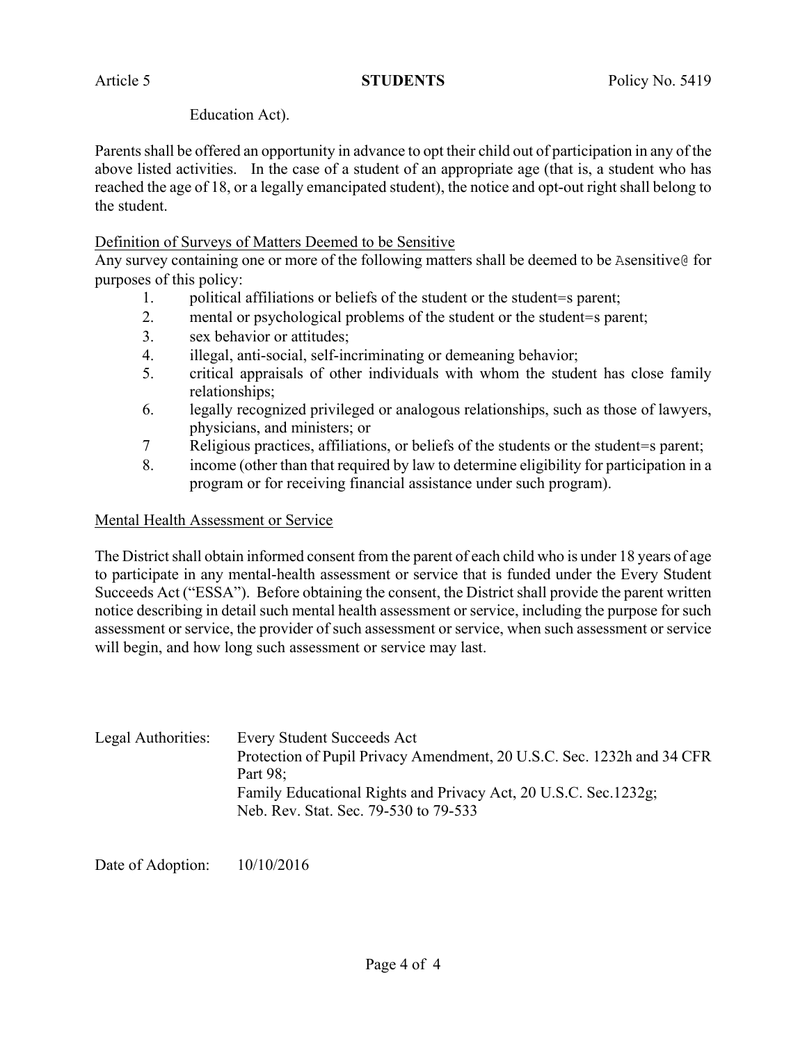Education Act).

Parents shall be offered an opportunity in advance to opt their child out of participation in any of the above listed activities. In the case of a student of an appropriate age (that is, a student who has reached the age of 18, or a legally emancipated student), the notice and opt-out right shall belong to the student.

Definition of Surveys of Matters Deemed to be Sensitive

Any survey containing one or more of the following matters shall be deemed to be Asensitive@ for purposes of this policy:

1. political affiliations or beliefs of the student or the student=s parent;
2. mental or psychological problems of the student or the student=s parent;
3. sex behavior or attitudes;
4. illegal, anti-social, self-incriminating or demeaning behavior;
5. critical appraisals of other individuals with whom the student has close family relationships;
6. legally recognized privileged or analogous relationships, such as those of lawyers, physicians, and ministers; or
7 Religious practices, affiliations, or beliefs of the students or the student=s parent;
8. income (other than that required by law to determine eligibility for participation in a program or for receiving financial assistance under such program).

Mental Health Assessment or Service

The District shall obtain informed consent from the parent of each child who is under 18 years of age to participate in any mental-health assessment or service that is funded under the Every Student Succeeds Act ("ESSA"). Before obtaining the consent, the District shall provide the parent written notice describing in detail such mental health assessment or service, including the purpose for such assessment or service, the provider of such assessment or service, when such assessment or service will begin, and how long such assessment or service may last.

Legal Authorities: Every Student Succeeds Act
Protection of Pupil Privacy Amendment, 20 U.S.C. Sec. 1232h and 34 CFR Part 98;
Family Educational Rights and Privacy Act, 20 U.S.C. Sec.1232g;
Neb. Rev. Stat. Sec. 79-530 to 79-533

Date of Adoption: 10/10/2016